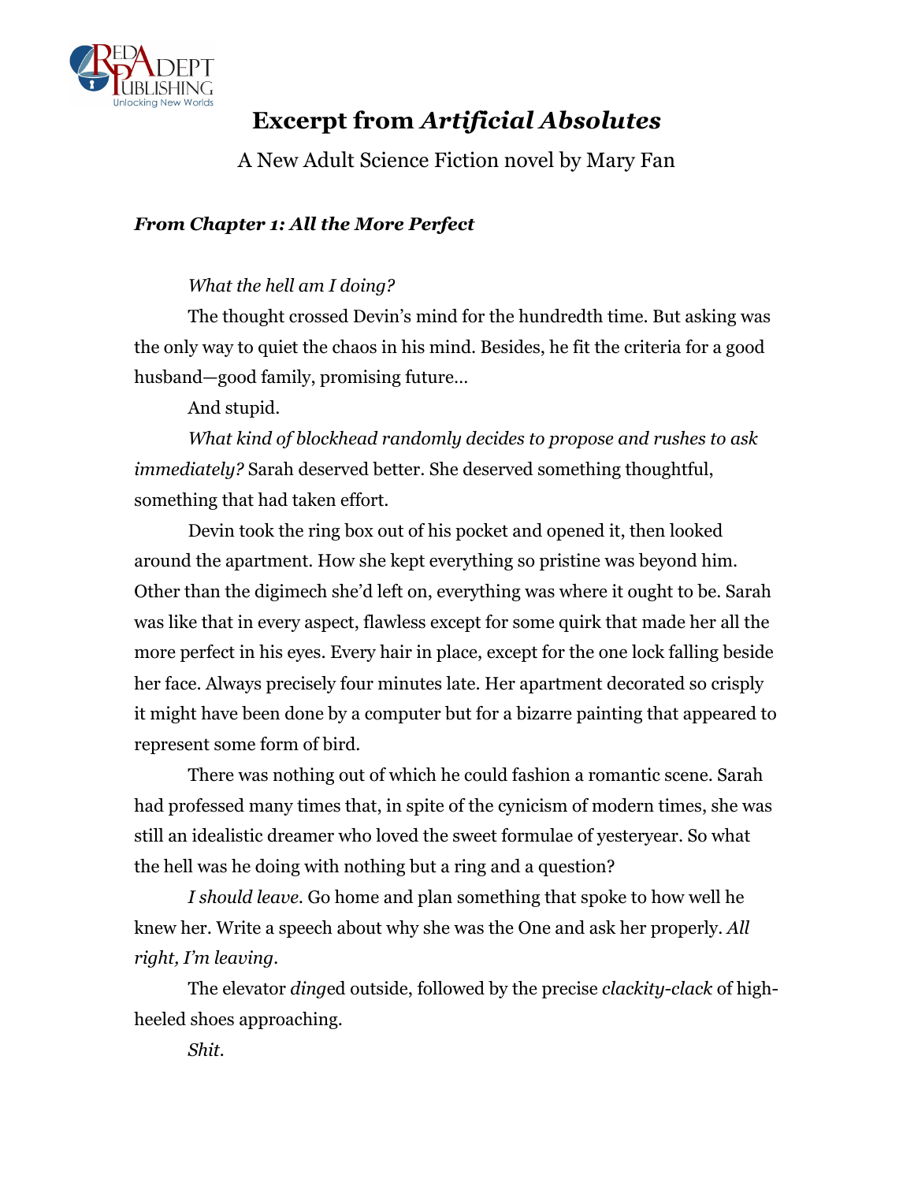# Excerpt from *Artificial Absolutes*

A New Adult Science Fiction novel by Mary Fan

### *From Chapter 1: All the More Perfect*

*What the hell am I doing?*

The thought crossed Devin's mind for the hundredth time. But asking was the only way to quiet the chaos in his mind. Besides, he fit the criteria for a good husband—good family, promising future…

And stupid.

*What kind of blockhead randomly decides to propose and rushes to ask immediately?* Sarah deserved better. She deserved something thoughtful, something that had taken effort.

Devin took the ring box out of his pocket and opened it, then looked around the apartment. How she kept everything so pristine was beyond him. Other than the digimech she'd left on, everything was where it ought to be. Sarah was like that in every aspect, flawless except for some quirk that made her all the more perfect in his eyes. Every hair in place, except for the one lock falling beside her face. Always precisely four minutes late. Her apartment decorated so crisply it might have been done by a computer but for a bizarre painting that appeared to represent some form of bird.

There was nothing out of which he could fashion a romantic scene. Sarah had professed many times that, in spite of the cynicism of modern times, she was still an idealistic dreamer who loved the sweet formulae of yesteryear. So what the hell was he doing with nothing but a ring and a question?

*I should leave.* Go home and plan something that spoke to how well he knew her. Write a speech about why she was the One and ask her properly. *All right, I'm leaving.*

The elevator *ding*ed outside, followed by the precise *clackity-clack* of high-heeled shoes approaching.

*Shit.*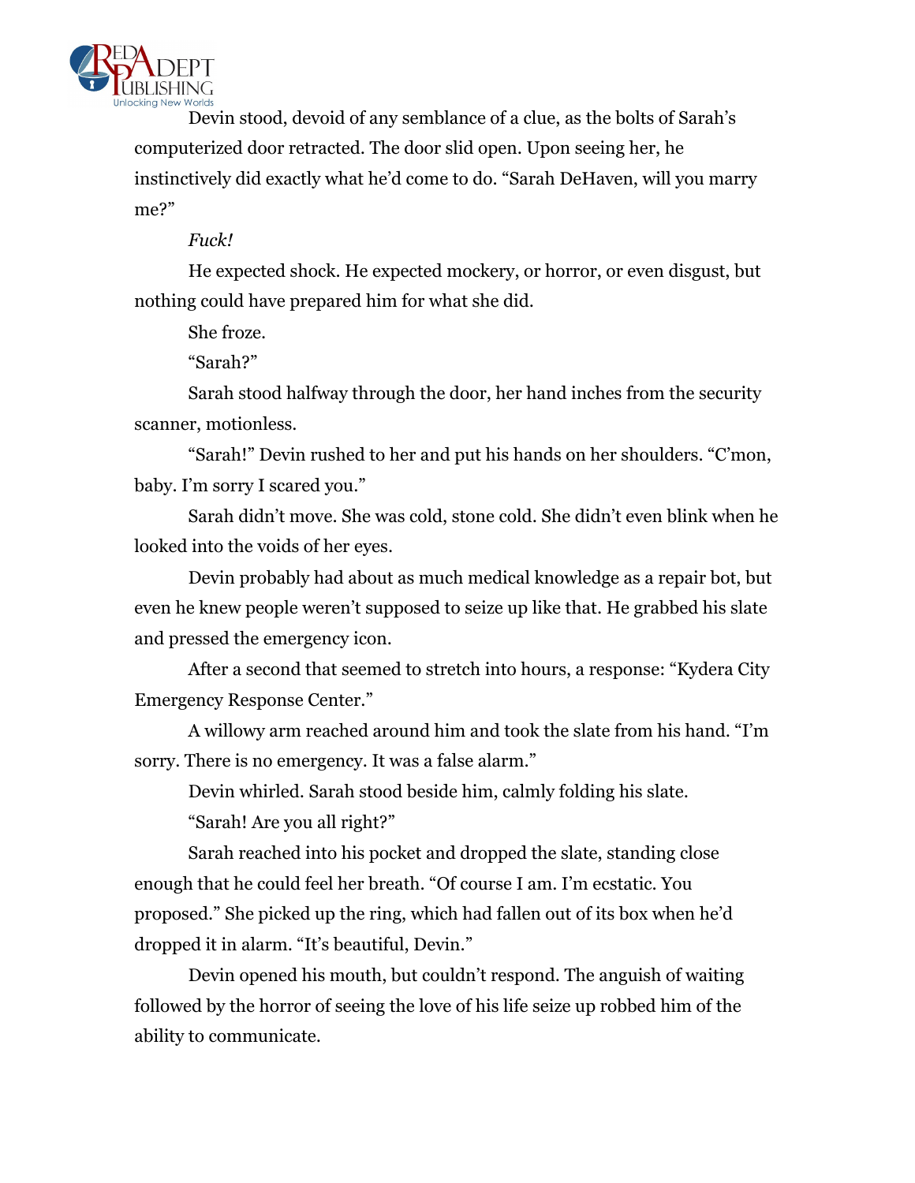Devin stood, devoid of any semblance of a clue, as the bolts of Sarah's computerized door retracted. The door slid open. Upon seeing her, he instinctively did exactly what he'd come to do. "Sarah DeHaven, will you marry me?"

*Fuck!*

He expected shock. He expected mockery, or horror, or even disgust, but nothing could have prepared him for what she did.

She froze.

"Sarah?"

Sarah stood halfway through the door, her hand inches from the security scanner, motionless.

"Sarah!" Devin rushed to her and put his hands on her shoulders. "C'mon, baby. I'm sorry I scared you."

Sarah didn't move. She was cold, stone cold. She didn't even blink when he looked into the voids of her eyes.

Devin probably had about as much medical knowledge as a repair bot, but even he knew people weren't supposed to seize up like that. He grabbed his slate and pressed the emergency icon.

After a second that seemed to stretch into hours, a response: "Kydera City Emergency Response Center."

A willowy arm reached around him and took the slate from his hand. "I'm sorry. There is no emergency. It was a false alarm."

Devin whirled. Sarah stood beside him, calmly folding his slate.

"Sarah! Are you all right?"

Sarah reached into his pocket and dropped the slate, standing close enough that he could feel her breath. "Of course I am. I'm ecstatic. You proposed." She picked up the ring, which had fallen out of its box when he'd dropped it in alarm. "It's beautiful, Devin."

Devin opened his mouth, but couldn't respond. The anguish of waiting followed by the horror of seeing the love of his life seize up robbed him of the ability to communicate.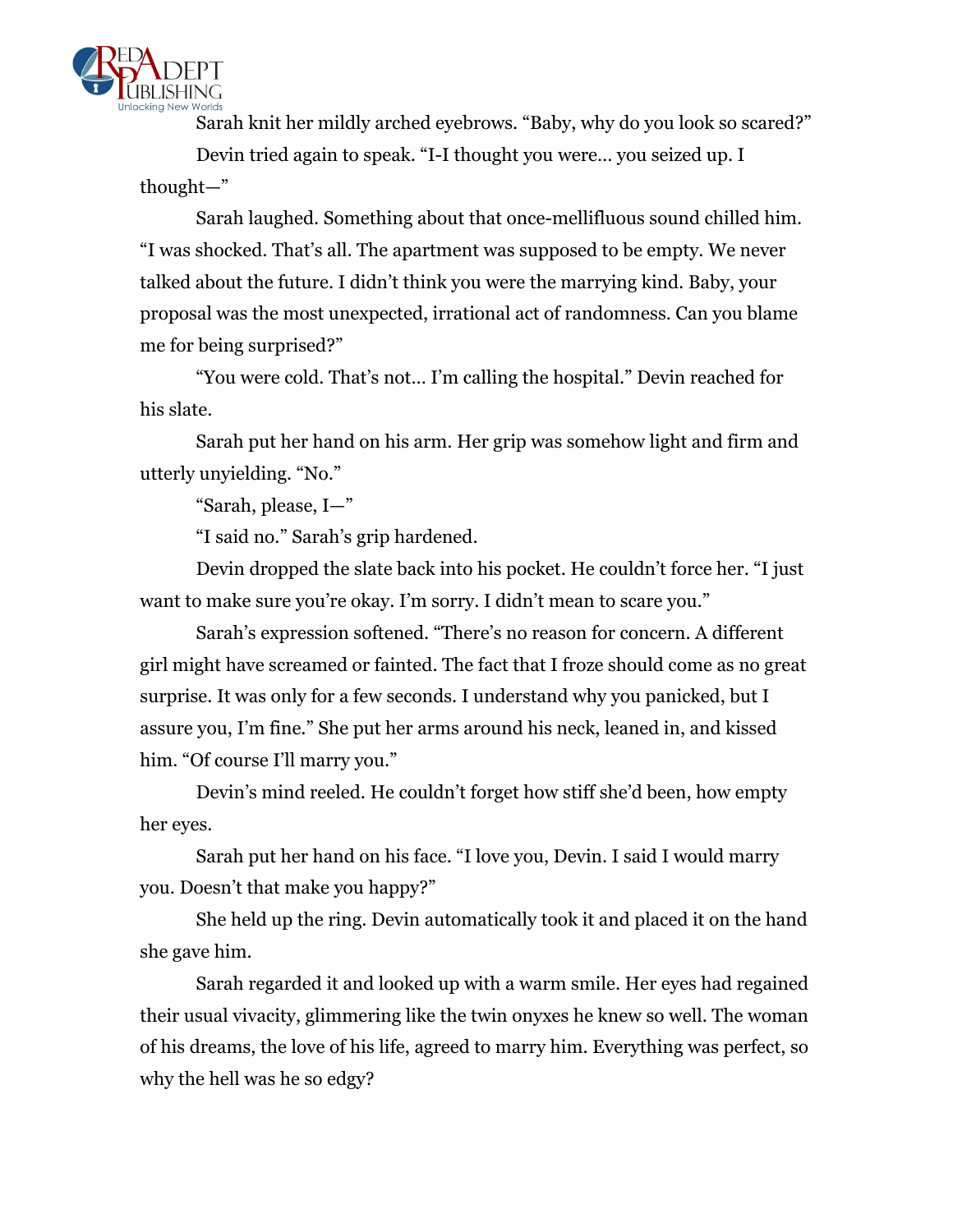Sarah knit her mildly arched eyebrows. "Baby, why do you look so scared?"

Devin tried again to speak. "I-I thought you were… you seized up. I thought—"

Sarah laughed. Something about that once-mellifluous sound chilled him. "I was shocked. That's all. The apartment was supposed to be empty. We never talked about the future. I didn't think you were the marrying kind. Baby, your proposal was the most unexpected, irrational act of randomness. Can you blame me for being surprised?"

"You were cold. That's not… I'm calling the hospital." Devin reached for his slate.

Sarah put her hand on his arm. Her grip was somehow light and firm and utterly unyielding. "No."

"Sarah, please, I—"

"I said no." Sarah's grip hardened.

Devin dropped the slate back into his pocket. He couldn't force her. "I just want to make sure you're okay. I'm sorry. I didn't mean to scare you."

Sarah's expression softened. "There's no reason for concern. A different girl might have screamed or fainted. The fact that I froze should come as no great surprise. It was only for a few seconds. I understand why you panicked, but I assure you, I'm fine." She put her arms around his neck, leaned in, and kissed him. "Of course I'll marry you."

Devin's mind reeled. He couldn't forget how stiff she'd been, how empty her eyes.

Sarah put her hand on his face. "I love you, Devin. I said I would marry you. Doesn't that make you happy?"

She held up the ring. Devin automatically took it and placed it on the hand she gave him.

Sarah regarded it and looked up with a warm smile. Her eyes had regained their usual vivacity, glimmering like the twin onyxes he knew so well. The woman of his dreams, the love of his life, agreed to marry him. Everything was perfect, so why the hell was he so edgy?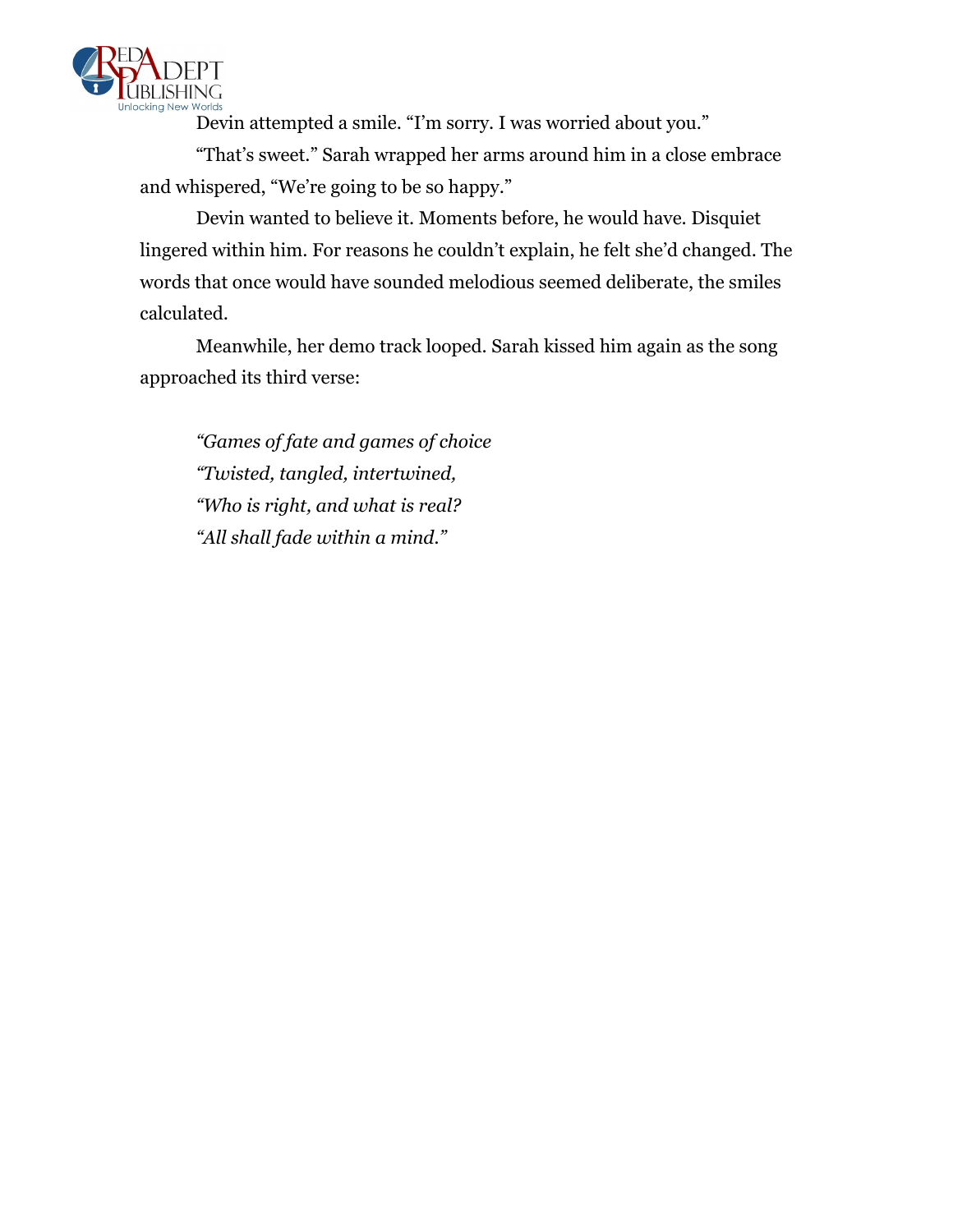Devin attempted a smile. “I’m sorry. I was worried about you.”

“That’s sweet.” Sarah wrapped her arms around him in a close embrace and whispered, “We’re going to be so happy.”

Devin wanted to believe it. Moments before, he would have. Disquiet lingered within him. For reasons he couldn’t explain, he felt she’d changed. The words that once would have sounded melodious seemed deliberate, the smiles calculated.

Meanwhile, her demo track looped. Sarah kissed him again as the song approached its third verse:

*“Games of fate and games of choice*
*“Twisted, tangled, intertwined,*
*“Who is right, and what is real?*
*“All shall fade within a mind.”*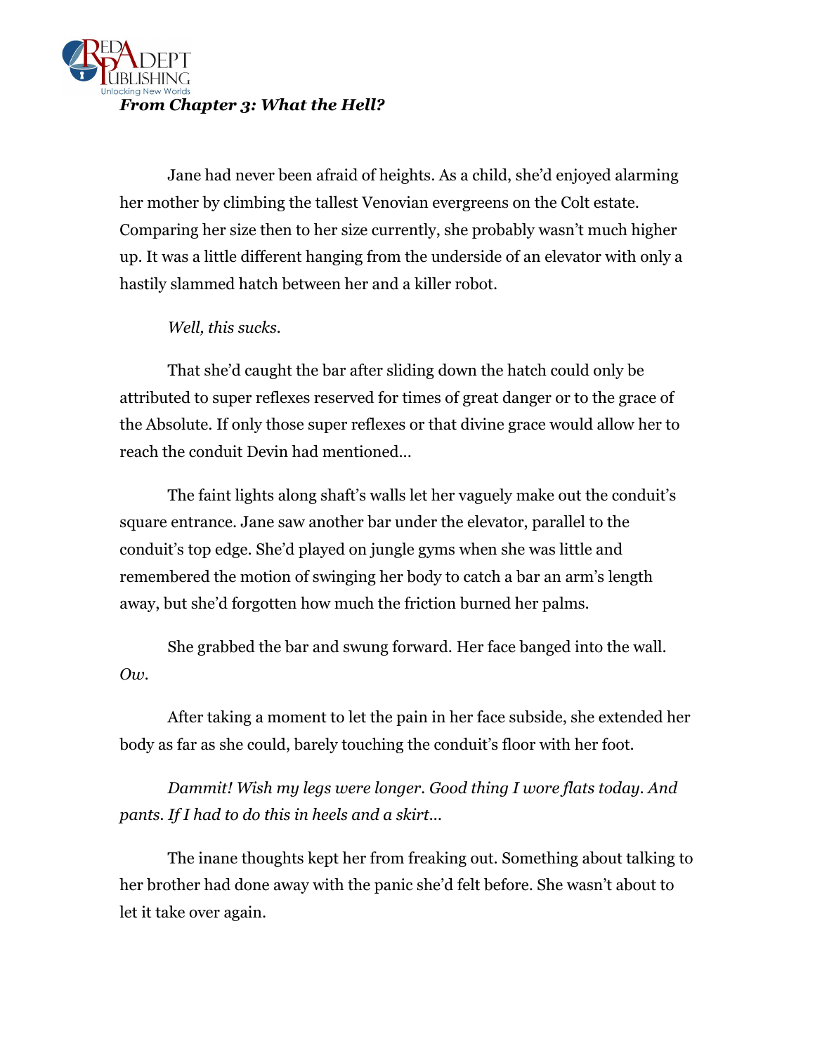***From Chapter 3: What the Hell?***

Jane had never been afraid of heights. As a child, she'd enjoyed alarming her mother by climbing the tallest Venovian evergreens on the Colt estate. Comparing her size then to her size currently, she probably wasn't much higher up. It was a little different hanging from the underside of an elevator with only a hastily slammed hatch between her and a killer robot.

*Well, this sucks.*

That she'd caught the bar after sliding down the hatch could only be attributed to super reflexes reserved for times of great danger or to the grace of the Absolute. If only those super reflexes or that divine grace would allow her to reach the conduit Devin had mentioned…

The faint lights along shaft's walls let her vaguely make out the conduit's square entrance. Jane saw another bar under the elevator, parallel to the conduit's top edge. She'd played on jungle gyms when she was little and remembered the motion of swinging her body to catch a bar an arm's length away, but she'd forgotten how much the friction burned her palms.

She grabbed the bar and swung forward. Her face banged into the wall. *Ow.*

After taking a moment to let the pain in her face subside, she extended her body as far as she could, barely touching the conduit's floor with her foot.

*Dammit! Wish my legs were longer. Good thing I wore flats today. And pants. If I had to do this in heels and a skirt…*

The inane thoughts kept her from freaking out. Something about talking to her brother had done away with the panic she'd felt before. She wasn't about to let it take over again.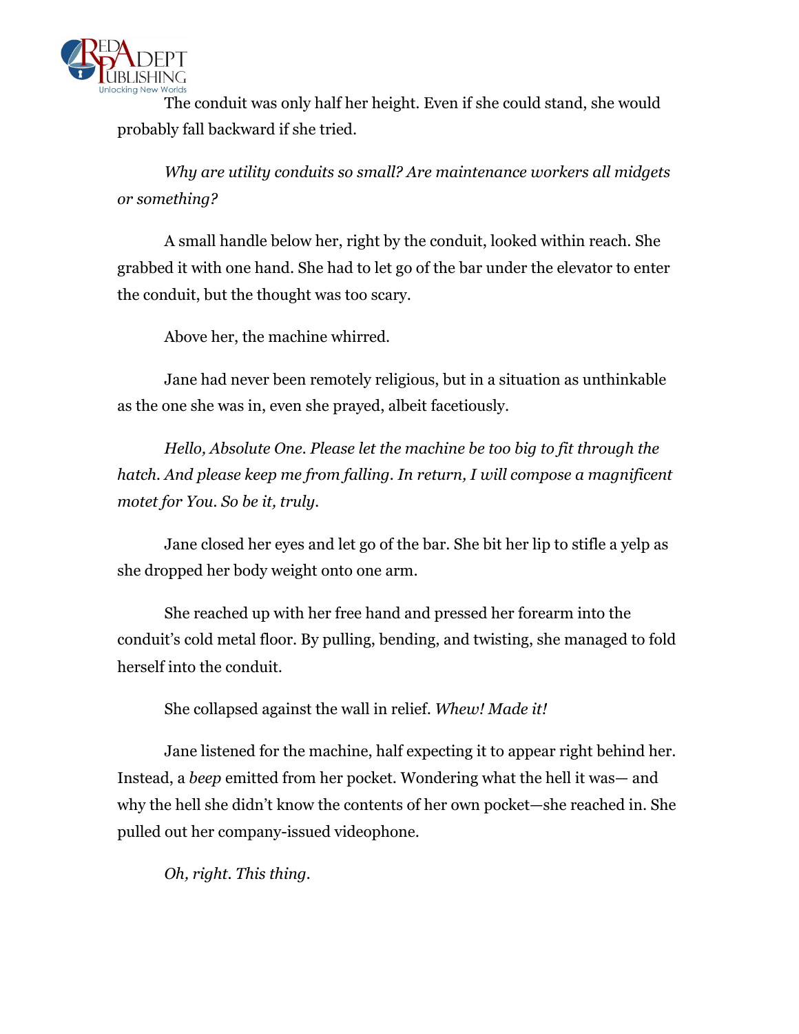The conduit was only half her height. Even if she could stand, she would probably fall backward if she tried.

*Why are utility conduits so small? Are maintenance workers all midgets or something?*

A small handle below her, right by the conduit, looked within reach. She grabbed it with one hand. She had to let go of the bar under the elevator to enter the conduit, but the thought was too scary.

Above her, the machine whirred.

Jane had never been remotely religious, but in a situation as unthinkable as the one she was in, even she prayed, albeit facetiously.

*Hello, Absolute One. Please let the machine be too big to fit through the hatch. And please keep me from falling. In return, I will compose a magnificent motet for You. So be it, truly.*

Jane closed her eyes and let go of the bar. She bit her lip to stifle a yelp as she dropped her body weight onto one arm.

She reached up with her free hand and pressed her forearm into the conduit's cold metal floor. By pulling, bending, and twisting, she managed to fold herself into the conduit.

She collapsed against the wall in relief. *Whew! Made it!*

Jane listened for the machine, half expecting it to appear right behind her. Instead, a *beep* emitted from her pocket. Wondering what the hell it was— and why the hell she didn't know the contents of her own pocket—she reached in. She pulled out her company-issued videophone.

*Oh, right. This thing.*